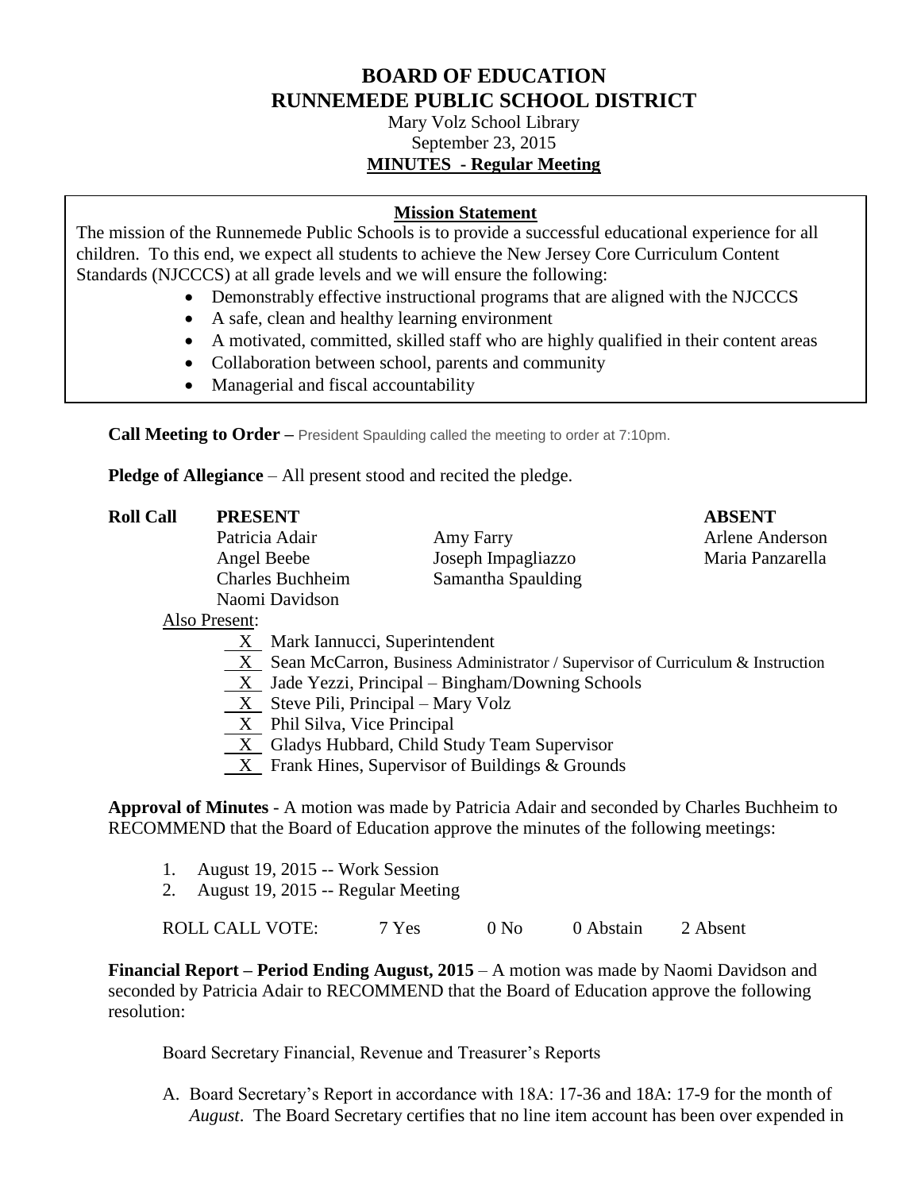# BOARD OF EDUCATION
# RUNNEMEDE PUBLIC SCHOOL DISTRICT

Mary Volz School Library
September 23, 2015
**MINUTES - Regular Meeting**

**Mission Statement**

The mission of the Runnemede Public Schools is to provide a successful educational experience for all children. To this end, we expect all students to achieve the New Jersey Core Curriculum Content Standards (NJCCCS) at all grade levels and we will ensure the following:

- Demonstrably effective instructional programs that are aligned with the NJCCCS
- A safe, clean and healthy learning environment
- A motivated, committed, skilled staff who are highly qualified in their content areas
- Collaboration between school, parents and community
- Managerial and fiscal accountability

**Call Meeting to Order –** President Spaulding called the meeting to order at 7:10pm.

**Pledge of Allegiance** – All present stood and recited the pledge.

**Roll Call**

| PRESENT | | ABSENT |
|---|---|---|
| Patricia Adair | Amy Farry | Arlene Anderson |
| Angel Beebe | Joseph Impagliazzo | Maria Panzarella |
| Charles Buchheim | Samantha Spaulding | |
| Naomi Davidson | | |

Also Present:

- X Mark Iannucci, Superintendent
- X Sean McCarron, Business Administrator / Supervisor of Curriculum & Instruction
- X Jade Yezzi, Principal – Bingham/Downing Schools
- X Steve Pili, Principal – Mary Volz
- X Phil Silva, Vice Principal
- X Gladys Hubbard, Child Study Team Supervisor
- X Frank Hines, Supervisor of Buildings & Grounds

**Approval of Minutes** - A motion was made by Patricia Adair and seconded by Charles Buchheim to RECOMMEND that the Board of Education approve the minutes of the following meetings:

1. August 19, 2015 -- Work Session
2. August 19, 2015 -- Regular Meeting

ROLL CALL VOTE: 7 Yes 0 No 0 Abstain 2 Absent

**Financial Report – Period Ending August, 2015** – A motion was made by Naomi Davidson and seconded by Patricia Adair to RECOMMEND that the Board of Education approve the following resolution:

Board Secretary Financial, Revenue and Treasurer's Reports

A. Board Secretary's Report in accordance with 18A: 17-36 and 18A: 17-9 for the month of *August*. The Board Secretary certifies that no line item account has been over expended in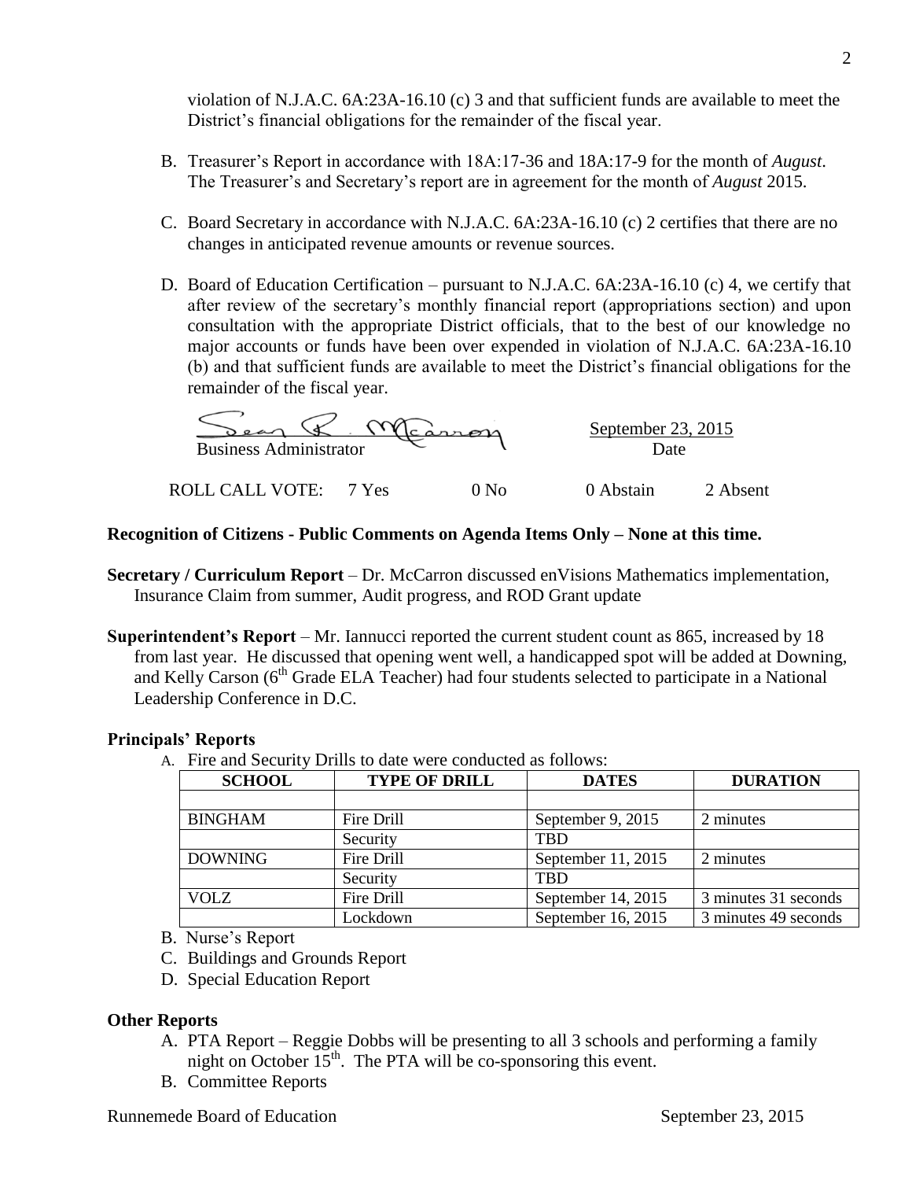violation of N.J.A.C. 6A:23A-16.10 (c) 3 and that sufficient funds are available to meet the District's financial obligations for the remainder of the fiscal year.

B. Treasurer's Report in accordance with 18A:17-36 and 18A:17-9 for the month of *August*. The Treasurer's and Secretary's report are in agreement for the month of *August* 2015.

C. Board Secretary in accordance with N.J.A.C. 6A:23A-16.10 (c) 2 certifies that there are no changes in anticipated revenue amounts or revenue sources.

D. Board of Education Certification – pursuant to N.J.A.C. 6A:23A-16.10 (c) 4, we certify that after review of the secretary's monthly financial report (appropriations section) and upon consultation with the appropriate District officials, that to the best of our knowledge no major accounts or funds have been over expended in violation of N.J.A.C. 6A:23A-16.10 (b) and that sufficient funds are available to meet the District's financial obligations for the remainder of the fiscal year.

Sean R. McCarron
Business Administrator

September 23, 2015
Date

ROLL CALL VOTE: 7 Yes 0 No 0 Abstain 2 Absent

**Recognition of Citizens - Public Comments on Agenda Items Only – None at this time.**

**Secretary / Curriculum Report** – Dr. McCarron discussed enVisions Mathematics implementation, Insurance Claim from summer, Audit progress, and ROD Grant update

**Superintendent's Report** – Mr. Iannucci reported the current student count as 865, increased by 18 from last year. He discussed that opening went well, a handicapped spot will be added at Downing, and Kelly Carson (6th Grade ELA Teacher) had four students selected to participate in a National Leadership Conference in D.C.

**Principals' Reports**

A. Fire and Security Drills to date were conducted as follows:

| SCHOOL | TYPE OF DRILL | DATES | DURATION |
|---|---|---|---|
| | | | |
| BINGHAM | Fire Drill | September 9, 2015 | 2 minutes |
| | Security | TBD | |
| DOWNING | Fire Drill | September 11, 2015 | 2 minutes |
| | Security | TBD | |
| VOLZ | Fire Drill | September 14, 2015 | 3 minutes 31 seconds |
| | Lockdown | September 16, 2015 | 3 minutes 49 seconds |

B. Nurse's Report
C. Buildings and Grounds Report
D. Special Education Report

**Other Reports**

A. PTA Report – Reggie Dobbs will be presenting to all 3 schools and performing a family night on October 15th. The PTA will be co-sponsoring this event.
B. Committee Reports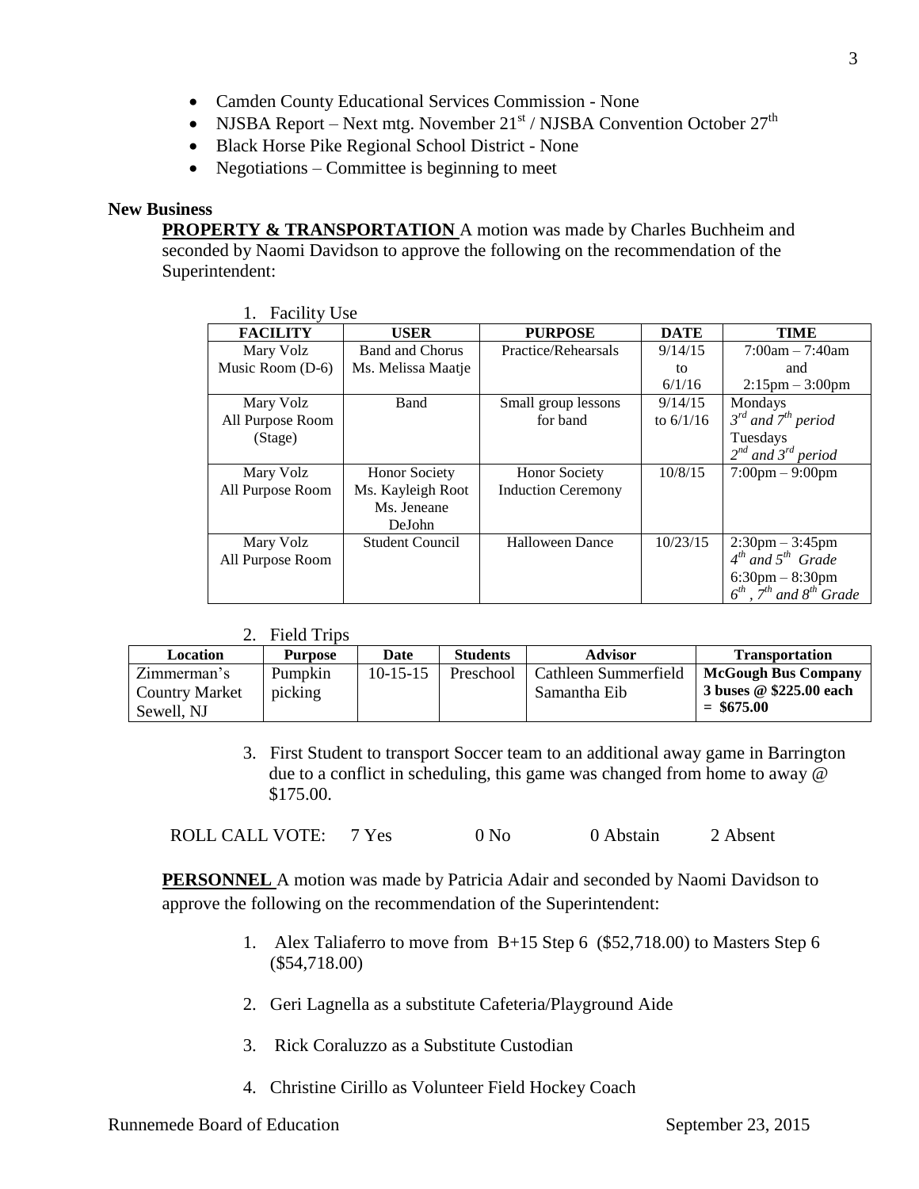- Camden County Educational Services Commission - None
- NJSBA Report – Next mtg. November 21st / NJSBA Convention October 27th
- Black Horse Pike Regional School District - None
- Negotiations – Committee is beginning to meet

**New Business**

**PROPERTY & TRANSPORTATION** A motion was made by Charles Buchheim and seconded by Naomi Davidson to approve the following on the recommendation of the Superintendent:

1. Facility Use

| FACILITY | USER | PURPOSE | DATE | TIME |
|---|---|---|---|---|
| Mary Volz Music Room (D-6) | Band and Chorus Ms. Melissa Maatje | Practice/Rehearsals | 9/14/15 to 6/1/16 | 7:00am – 7:40am and 2:15pm – 3:00pm |
| Mary Volz All Purpose Room (Stage) | Band | Small group lessons for band | 9/14/15 to 6/1/16 | Mondays *3rd and 7th period* Tuesdays *2nd and 3rd period* |
| Mary Volz All Purpose Room | Honor Society Ms. Kayleigh Root Ms. Jeneane DeJohn | Honor Society Induction Ceremony | 10/8/15 | 7:00pm – 9:00pm |
| Mary Volz All Purpose Room | Student Council | Halloween Dance | 10/23/15 | 2:30pm – 3:45pm *4th and 5th Grade* 6:30pm – 8:30pm *6th, 7th and 8th Grade* |

2. Field Trips

| Location | Purpose | Date | Students | Advisor | Transportation |
|---|---|---|---|---|---|
| Zimmerman's Country Market Sewell, NJ | Pumpkin picking | 10-15-15 | Preschool | Cathleen Summerfield Samantha Eib | **McGough Bus Company 3 buses @ $225.00 each = $675.00** |

3. First Student to transport Soccer team to an additional away game in Barrington due to a conflict in scheduling, this game was changed from home to away @ $175.00.

ROLL CALL VOTE: 7 Yes 0 No 0 Abstain 2 Absent

**PERSONNEL** A motion was made by Patricia Adair and seconded by Naomi Davidson to approve the following on the recommendation of the Superintendent:

1. Alex Taliaferro to move from B+15 Step 6 ($52,718.00) to Masters Step 6 ($54,718.00)

2. Geri Lagnella as a substitute Cafeteria/Playground Aide

3. Rick Coraluzzo as a Substitute Custodian

4. Christine Cirillo as Volunteer Field Hockey Coach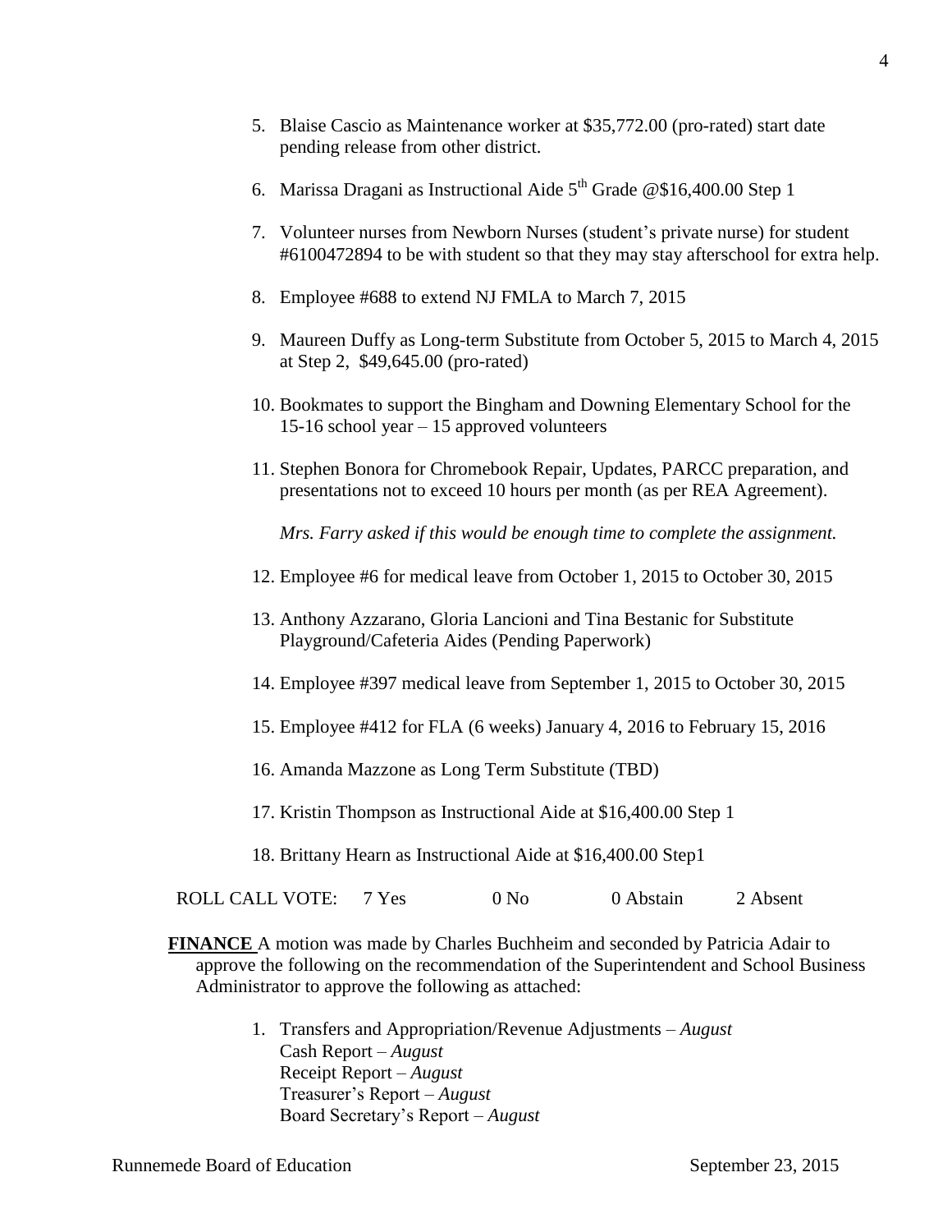5. Blaise Cascio as Maintenance worker at $35,772.00 (pro-rated) start date pending release from other district.

6. Marissa Dragani as Instructional Aide 5th Grade @$16,400.00 Step 1

7. Volunteer nurses from Newborn Nurses (student's private nurse) for student #6100472894 to be with student so that they may stay afterschool for extra help.

8. Employee #688 to extend NJ FMLA to March 7, 2015

9. Maureen Duffy as Long-term Substitute from October 5, 2015 to March 4, 2015 at Step 2, $49,645.00 (pro-rated)

10. Bookmates to support the Bingham and Downing Elementary School for the 15-16 school year – 15 approved volunteers

11. Stephen Bonora for Chromebook Repair, Updates, PARCC preparation, and presentations not to exceed 10 hours per month (as per REA Agreement).

    *Mrs. Farry asked if this would be enough time to complete the assignment.*

12. Employee #6 for medical leave from October 1, 2015 to October 30, 2015

13. Anthony Azzarano, Gloria Lancioni and Tina Bestanic for Substitute Playground/Cafeteria Aides (Pending Paperwork)

14. Employee #397 medical leave from September 1, 2015 to October 30, 2015

15. Employee #412 for FLA (6 weeks) January 4, 2016 to February 15, 2016

16. Amanda Mazzone as Long Term Substitute (TBD)

17. Kristin Thompson as Instructional Aide at $16,400.00 Step 1

18. Brittany Hearn as Instructional Aide at $16,400.00 Step1

ROLL CALL VOTE: 7 Yes 0 No 0 Abstain 2 Absent

**FINANCE** A motion was made by Charles Buchheim and seconded by Patricia Adair to approve the following on the recommendation of the Superintendent and School Business Administrator to approve the following as attached:

1. Transfers and Appropriation/Revenue Adjustments – *August*
   Cash Report – *August*
   Receipt Report – *August*
   Treasurer's Report – *August*
   Board Secretary's Report – *August*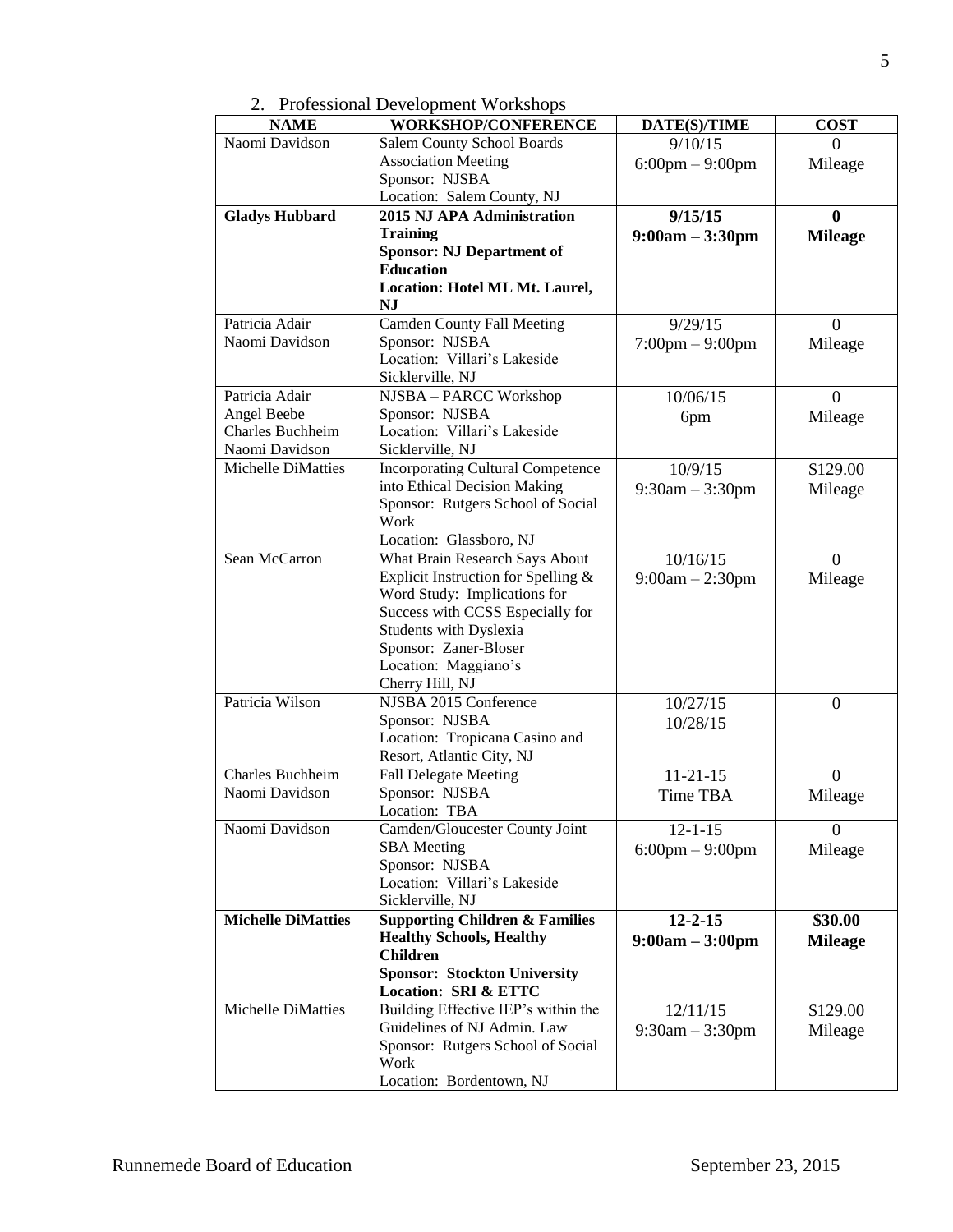2. Professional Development Workshops

| NAME | WORKSHOP/CONFERENCE | DATE(S)/TIME | COST |
|---|---|---|---|
| Naomi Davidson | Salem County School Boards Association Meeting<br>Sponsor: NJSBA<br>Location: Salem County, NJ | 9/10/15<br>6:00pm – 9:00pm | 0<br>Mileage |
| **Gladys Hubbard** | **2015 NJ APA Administration Training**<br>**Sponsor: NJ Department of Education**<br>**Location: Hotel ML Mt. Laurel, NJ** | **9/15/15**<br>**9:00am – 3:30pm** | **0**<br>**Mileage** |
| Patricia Adair<br>Naomi Davidson | Camden County Fall Meeting<br>Sponsor: NJSBA<br>Location: Villari's Lakeside Sicklerville, NJ | 9/29/15<br>7:00pm – 9:00pm | 0<br>Mileage |
| Patricia Adair<br>Angel Beebe<br>Charles Buchheim<br>Naomi Davidson | NJSBA – PARCC Workshop<br>Sponsor: NJSBA<br>Location: Villari's Lakeside Sicklerville, NJ | 10/06/15<br>6pm | 0<br>Mileage |
| Michelle DiMatties | Incorporating Cultural Competence into Ethical Decision Making<br>Sponsor: Rutgers School of Social Work<br>Location: Glassboro, NJ | 10/9/15<br>9:30am – 3:30pm | $129.00<br>Mileage |
| Sean McCarron | What Brain Research Says About Explicit Instruction for Spelling & Word Study: Implications for Success with CCSS Especially for Students with Dyslexia<br>Sponsor: Zaner-Bloser<br>Location: Maggiano's Cherry Hill, NJ | 10/16/15<br>9:00am – 2:30pm | 0<br>Mileage |
| Patricia Wilson | NJSBA 2015 Conference<br>Sponsor: NJSBA<br>Location: Tropicana Casino and Resort, Atlantic City, NJ | 10/27/15<br>10/28/15 | 0 |
| Charles Buchheim<br>Naomi Davidson | Fall Delegate Meeting<br>Sponsor: NJSBA<br>Location: TBA | 11-21-15<br>Time TBA | 0<br>Mileage |
| Naomi Davidson | Camden/Gloucester County Joint SBA Meeting<br>Sponsor: NJSBA<br>Location: Villari's Lakeside Sicklerville, NJ | 12-1-15<br>6:00pm – 9:00pm | 0<br>Mileage |
| **Michelle DiMatties** | **Supporting Children & Families Healthy Schools, Healthy Children**<br>**Sponsor: Stockton University**<br>**Location: SRI & ETTC** | **12-2-15**<br>**9:00am – 3:00pm** | **$30.00**<br>**Mileage** |
| Michelle DiMatties | Building Effective IEP's within the Guidelines of NJ Admin. Law<br>Sponsor: Rutgers School of Social Work<br>Location: Bordentown, NJ | 12/11/15<br>9:30am – 3:30pm | $129.00<br>Mileage |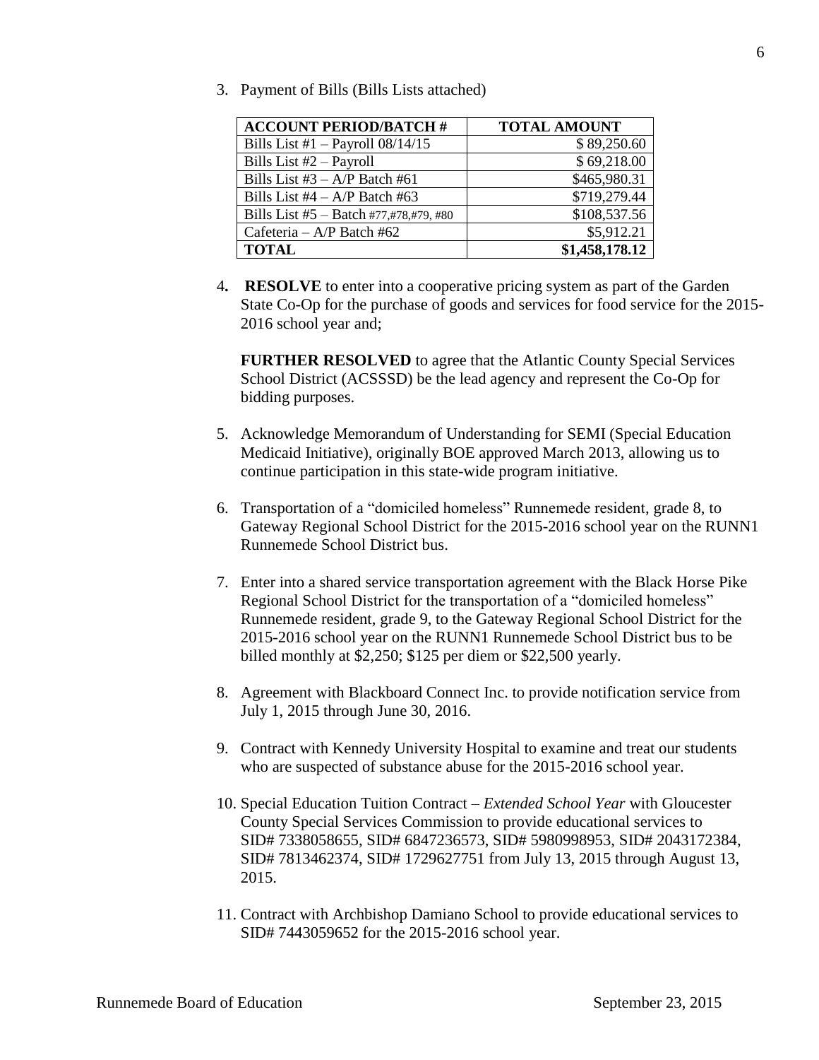3. Payment of Bills (Bills Lists attached)

| ACCOUNT PERIOD/BATCH # | TOTAL AMOUNT |
|---|---|
| Bills List #1 – Payroll 08/14/15 | $ 89,250.60 |
| Bills List #2 – Payroll | $ 69,218.00 |
| Bills List #3 – A/P Batch #61 | $465,980.31 |
| Bills List #4 – A/P Batch #63 | $719,279.44 |
| Bills List #5 – Batch #77,#78,#79, #80 | $108,537.56 |
| Cafeteria – A/P Batch #62 | $5,912.21 |
| **TOTAL** | **$1,458,178.12** |

4. **RESOLVE** to enter into a cooperative pricing system as part of the Garden State Co-Op for the purchase of goods and services for food service for the 2015-2016 school year and;

   **FURTHER RESOLVED** to agree that the Atlantic County Special Services School District (ACSSSD) be the lead agency and represent the Co-Op for bidding purposes.

5. Acknowledge Memorandum of Understanding for SEMI (Special Education Medicaid Initiative), originally BOE approved March 2013, allowing us to continue participation in this state-wide program initiative.

6. Transportation of a "domiciled homeless" Runnemede resident, grade 8, to Gateway Regional School District for the 2015-2016 school year on the RUNN1 Runnemede School District bus.

7. Enter into a shared service transportation agreement with the Black Horse Pike Regional School District for the transportation of a "domiciled homeless" Runnemede resident, grade 9, to the Gateway Regional School District for the 2015-2016 school year on the RUNN1 Runnemede School District bus to be billed monthly at $2,250; $125 per diem or $22,500 yearly.

8. Agreement with Blackboard Connect Inc. to provide notification service from July 1, 2015 through June 30, 2016.

9. Contract with Kennedy University Hospital to examine and treat our students who are suspected of substance abuse for the 2015-2016 school year.

10. Special Education Tuition Contract – *Extended School Year* with Gloucester County Special Services Commission to provide educational services to SID# 7338058655, SID# 6847236573, SID# 5980998953, SID# 2043172384, SID# 7813462374, SID# 1729627751 from July 13, 2015 through August 13, 2015.

11. Contract with Archbishop Damiano School to provide educational services to SID# 7443059652 for the 2015-2016 school year.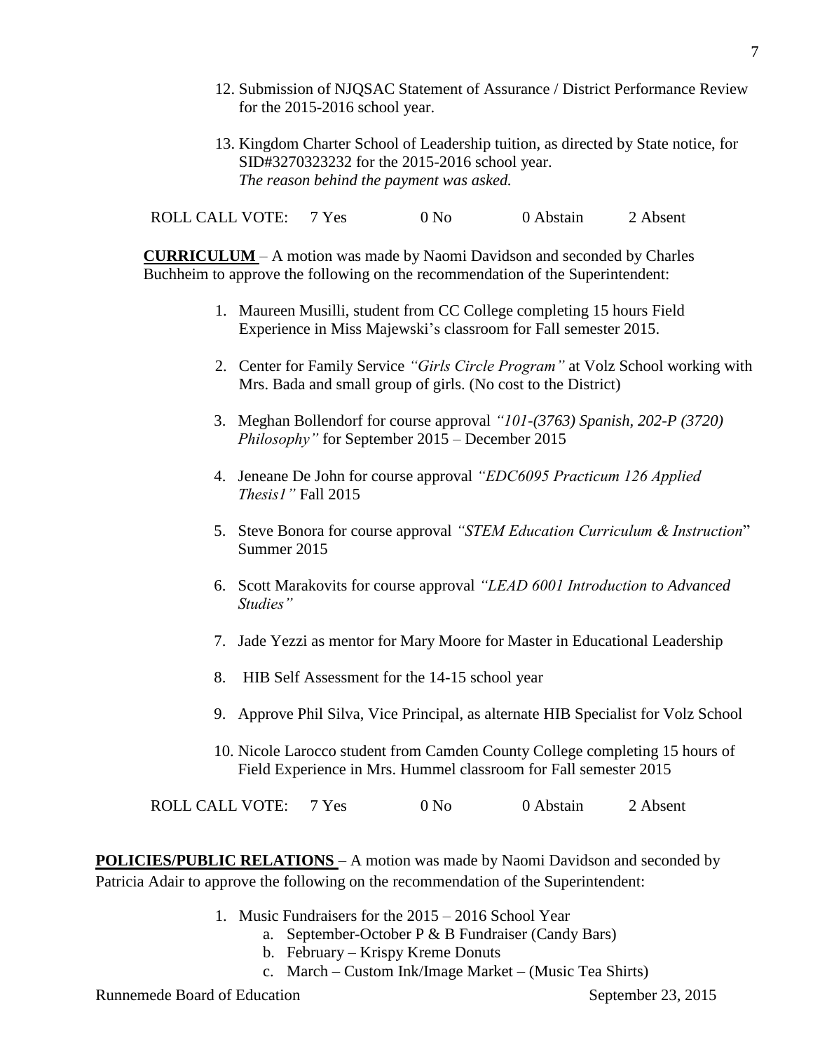12. Submission of NJQSAC Statement of Assurance / District Performance Review for the 2015-2016 school year.

13. Kingdom Charter School of Leadership tuition, as directed by State notice, for SID#3270323232 for the 2015-2016 school year.
    *The reason behind the payment was asked.*

ROLL CALL VOTE: 7 Yes 0 No 0 Abstain 2 Absent

**CURRICULUM** – A motion was made by Naomi Davidson and seconded by Charles Buchheim to approve the following on the recommendation of the Superintendent:

1. Maureen Musilli, student from CC College completing 15 hours Field Experience in Miss Majewski's classroom for Fall semester 2015.
2. Center for Family Service *"Girls Circle Program"* at Volz School working with Mrs. Bada and small group of girls. (No cost to the District)
3. Meghan Bollendorf for course approval *"101-(3763) Spanish, 202-P (3720) Philosophy"* for September 2015 – December 2015
4. Jeneane De John for course approval *"EDC6095 Practicum 126 Applied Thesis1"* Fall 2015
5. Steve Bonora for course approval *"STEM Education Curriculum & Instruction*" Summer 2015
6. Scott Marakovits for course approval *"LEAD 6001 Introduction to Advanced Studies"*
7. Jade Yezzi as mentor for Mary Moore for Master in Educational Leadership
8. HIB Self Assessment for the 14-15 school year
9. Approve Phil Silva, Vice Principal, as alternate HIB Specialist for Volz School
10. Nicole Larocco student from Camden County College completing 15 hours of Field Experience in Mrs. Hummel classroom for Fall semester 2015

ROLL CALL VOTE: 7 Yes 0 No 0 Abstain 2 Absent

**POLICIES/PUBLIC RELATIONS** – A motion was made by Naomi Davidson and seconded by Patricia Adair to approve the following on the recommendation of the Superintendent:

1. Music Fundraisers for the 2015 – 2016 School Year
   a. September-October P & B Fundraiser (Candy Bars)
   b. February – Krispy Kreme Donuts
   c. March – Custom Ink/Image Market – (Music Tea Shirts)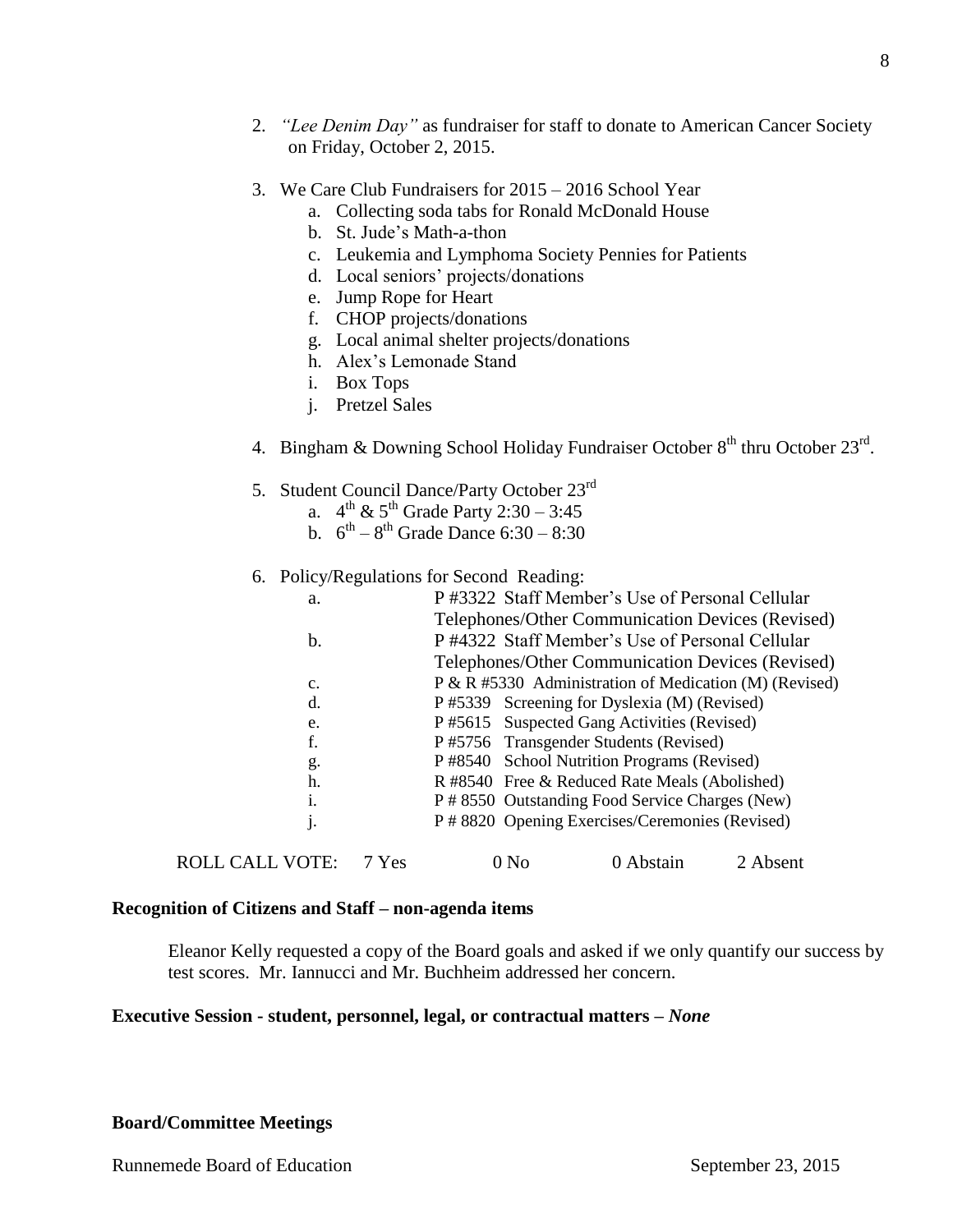2. *"Lee Denim Day"* as fundraiser for staff to donate to American Cancer Society on Friday, October 2, 2015.

3. We Care Club Fundraisers for 2015 – 2016 School Year
   a. Collecting soda tabs for Ronald McDonald House
   b. St. Jude's Math-a-thon
   c. Leukemia and Lymphoma Society Pennies for Patients
   d. Local seniors' projects/donations
   e. Jump Rope for Heart
   f. CHOP projects/donations
   g. Local animal shelter projects/donations
   h. Alex's Lemonade Stand
   i. Box Tops
   j. Pretzel Sales

4. Bingham & Downing School Holiday Fundraiser October 8th thru October 23rd.

5. Student Council Dance/Party October 23rd
   a. 4th & 5th Grade Party 2:30 – 3:45
   b. 6th – 8th Grade Dance 6:30 – 8:30

6. Policy/Regulations for Second Reading:
   a. P #3322 Staff Member's Use of Personal Cellular Telephones/Other Communication Devices (Revised)
   b. P #4322 Staff Member's Use of Personal Cellular Telephones/Other Communication Devices (Revised)
   c. P & R #5330 Administration of Medication (M) (Revised)
   d. P #5339 Screening for Dyslexia (M) (Revised)
   e. P #5615 Suspected Gang Activities (Revised)
   f. P #5756 Transgender Students (Revised)
   g. P #8540 School Nutrition Programs (Revised)
   h. R #8540 Free & Reduced Rate Meals (Abolished)
   i. P # 8550 Outstanding Food Service Charges (New)
   j. P # 8820 Opening Exercises/Ceremonies (Revised)

ROLL CALL VOTE: 7 Yes 0 No 0 Abstain 2 Absent

**Recognition of Citizens and Staff – non-agenda items**

Eleanor Kelly requested a copy of the Board goals and asked if we only quantify our success by test scores. Mr. Iannucci and Mr. Buchheim addressed her concern.

**Executive Session - student, personnel, legal, or contractual matters –** ***None***

**Board/Committee Meetings**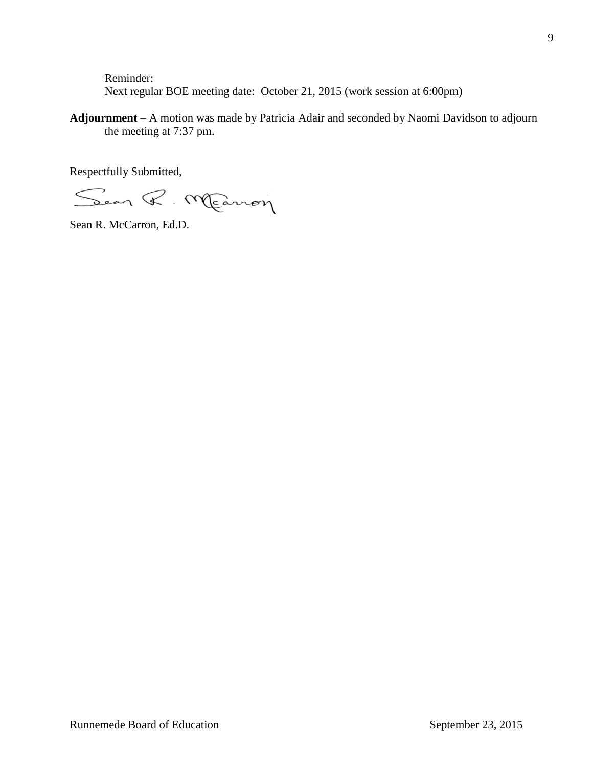Reminder:
Next regular BOE meeting date: October 21, 2015 (work session at 6:00pm)

**Adjournment** – A motion was made by Patricia Adair and seconded by Naomi Davidson to adjourn the meeting at 7:37 pm.

Respectfully Submitted,

Sean R. McCarron, Ed.D.